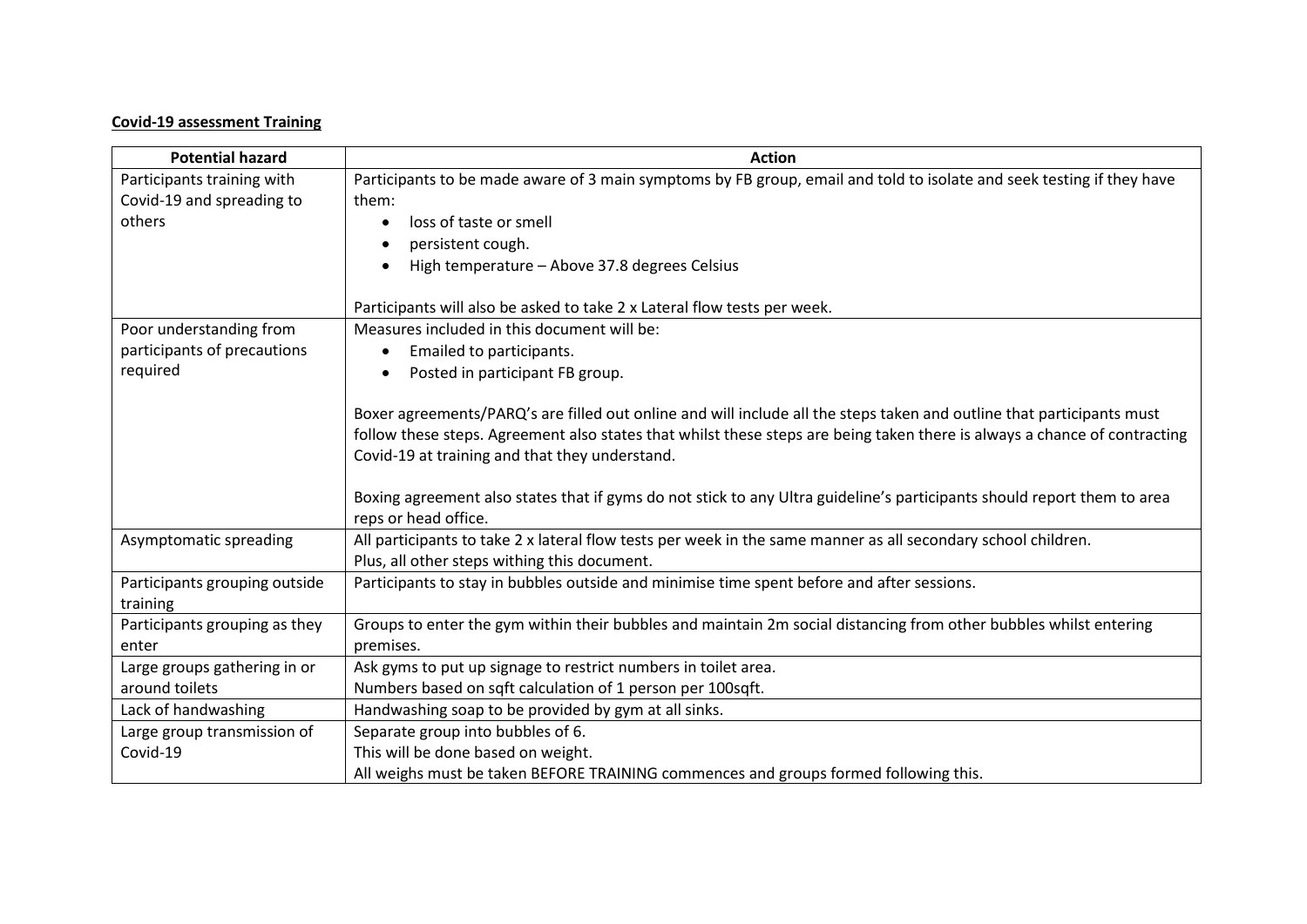**Covid-19 assessment Training**

| Potential hazard | Action |
| --- | --- |
| Participants training with Covid-19 and spreading to others | Participants to be made aware of 3 main symptoms by FB group, email and told to isolate and seek testing if they have them:<br>• loss of taste or smell<br>• persistent cough.<br>• High temperature – Above 37.8 degrees Celsius<br><br>Participants will also be asked to take 2 x Lateral flow tests per week. |
| Poor understanding from participants of precautions required | Measures included in this document will be:<br>• Emailed to participants.<br>• Posted in participant FB group.<br><br>Boxer agreements/PARQ's are filled out online and will include all the steps taken and outline that participants must follow these steps. Agreement also states that whilst these steps are being taken there is always a chance of contracting Covid-19 at training and that they understand.<br><br>Boxing agreement also states that if gyms do not stick to any Ultra guideline's participants should report them to area reps or head office. |
| Asymptomatic spreading | All participants to take 2 x lateral flow tests per week in the same manner as all secondary school children.<br>Plus, all other steps withing this document. |
| Participants grouping outside training | Participants to stay in bubbles outside and minimise time spent before and after sessions. |
| Participants grouping as they enter | Groups to enter the gym within their bubbles and maintain 2m social distancing from other bubbles whilst entering premises. |
| Large groups gathering in or around toilets | Ask gyms to put up signage to restrict numbers in toilet area.<br>Numbers based on sqft calculation of 1 person per 100sqft. |
| Lack of handwashing | Handwashing soap to be provided by gym at all sinks. |
| Large group transmission of Covid-19 | Separate group into bubbles of 6.<br>This will be done based on weight.<br>All weighs must be taken BEFORE TRAINING commences and groups formed following this. |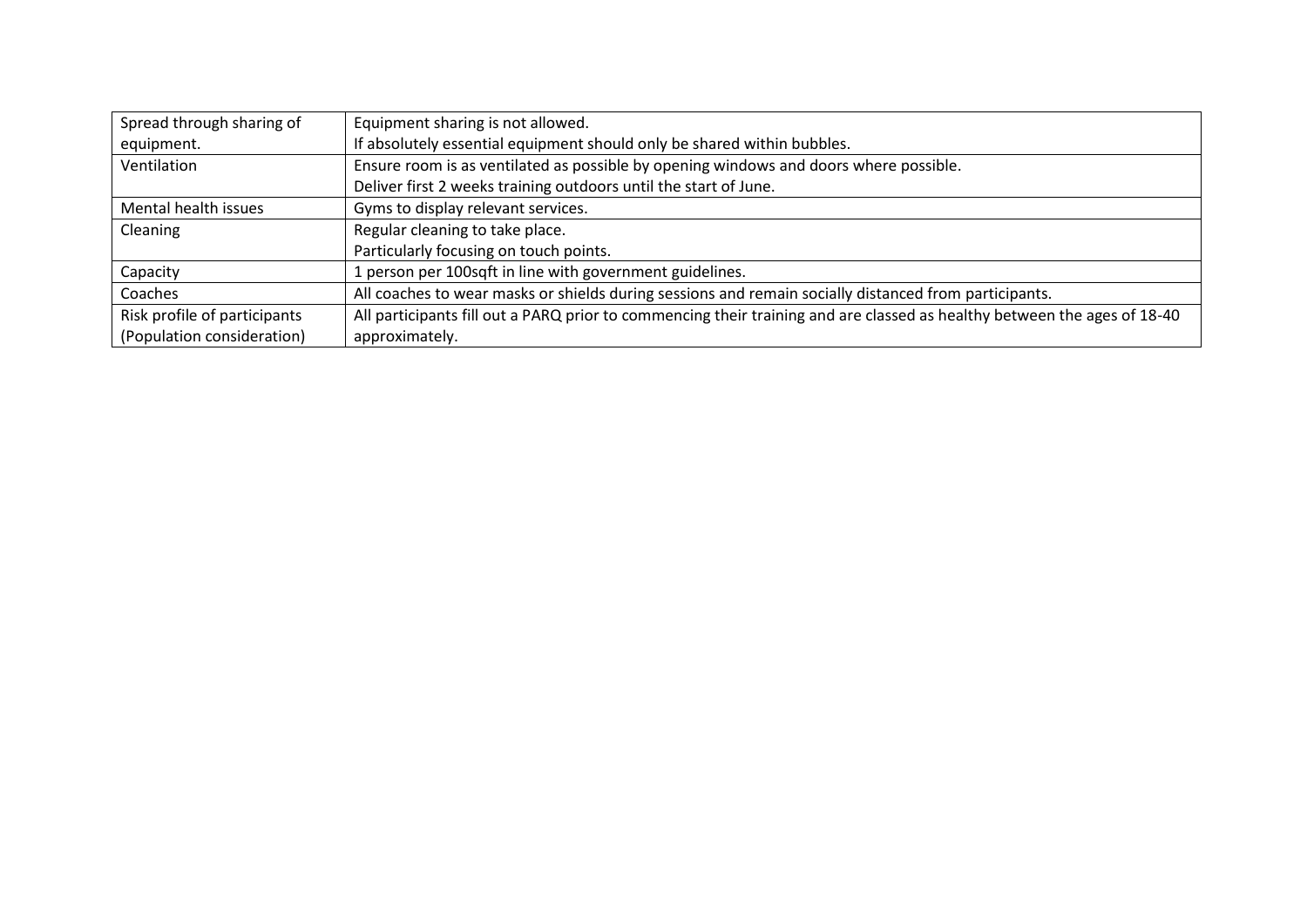| | |
|---|---|
| Spread through sharing of equipment. | Equipment sharing is not allowed.<br>If absolutely essential equipment should only be shared within bubbles. |
| Ventilation | Ensure room is as ventilated as possible by opening windows and doors where possible.<br>Deliver first 2 weeks training outdoors until the start of June. |
| Mental health issues | Gyms to display relevant services. |
| Cleaning | Regular cleaning to take place.<br>Particularly focusing on touch points. |
| Capacity | 1 person per 100sqft in line with government guidelines. |
| Coaches | All coaches to wear masks or shields during sessions and remain socially distanced from participants. |
| Risk profile of participants (Population consideration) | All participants fill out a PARQ prior to commencing their training and are classed as healthy between the ages of 18-40 approximately. |